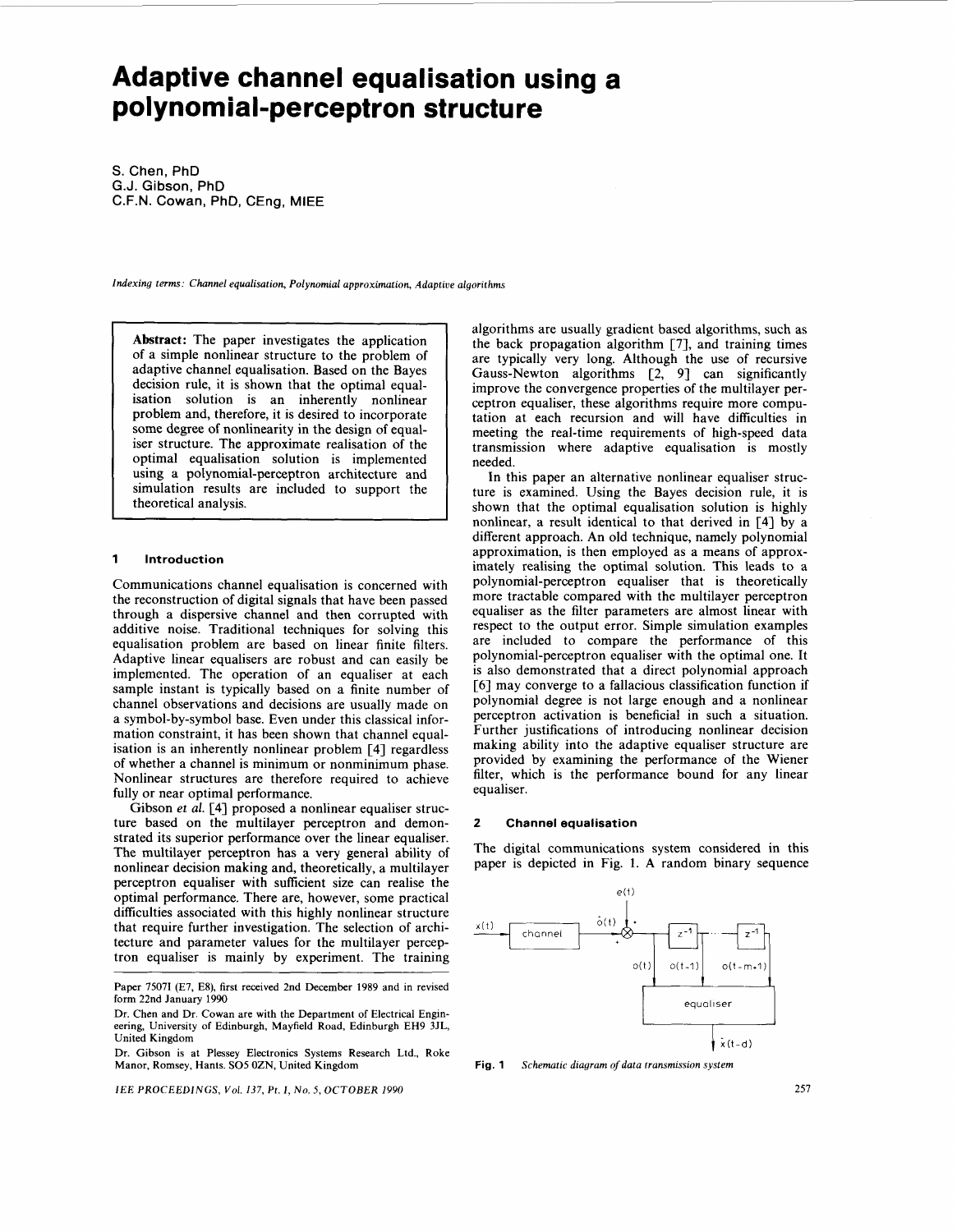# Adaptive channel equalisation using a polynomial-perceptron structure

S. Chen, PhD
G.J. Gibson, PhD
C.F.N. Cowan, PhD, CEng, MIEE

*Indexing terms: Channel equalisation, Polynomial approximation, Adaptive algorithms*

**Abstract:** The paper investigates the application of a simple nonlinear structure to the problem of adaptive channel equalisation. Based on the Bayes decision rule, it is shown that the optimal equalisation solution is an inherently nonlinear problem and, therefore, it is desired to incorporate some degree of nonlinearity in the design of equaliser structure. The approximate realisation of the optimal equalisation solution is implemented using a polynomial-perceptron architecture and simulation results are included to support the theoretical analysis.

## 1 Introduction

Communications channel equalisation is concerned with the reconstruction of digital signals that have been passed through a dispersive channel and then corrupted with additive noise. Traditional techniques for solving this equalisation problem are based on linear finite filters. Adaptive linear equalisers are robust and can easily be implemented. The operation of an equaliser at each sample instant is typically based on a finite number of channel observations and decisions are usually made on a symbol-by-symbol base. Even under this classical information constraint, it has been shown that channel equalisation is an inherently nonlinear problem [4] regardless of whether a channel is minimum or nonminimum phase. Nonlinear structures are therefore required to achieve fully or near optimal performance.

Gibson *et al.* [4] proposed a nonlinear equaliser structure based on the multilayer perceptron and demonstrated its superior performance over the linear equaliser. The multilayer perceptron has a very general ability of nonlinear decision making and, theoretically, a multilayer perceptron equaliser with sufficient size can realise the optimal performance. There are, however, some practical difficulties associated with this highly nonlinear structure that require further investigation. The selection of architecture and parameter values for the multilayer perceptron equaliser is mainly by experiment. The training algorithms are usually gradient based algorithms, such as the back propagation algorithm [7], and training times are typically very long. Although the use of recursive Gauss-Newton algorithms [2, 9] can significantly improve the convergence properties of the multilayer perceptron equaliser, these algorithms require more computation at each recursion and will have difficulties in meeting the real-time requirements of high-speed data transmission where adaptive equalisation is mostly needed.

In this paper an alternative nonlinear equaliser structure is examined. Using the Bayes decision rule, it is shown that the optimal equalisation solution is highly nonlinear, a result identical to that derived in [4] by a different approach. An old technique, namely polynomial approximation, is then employed as a means of approximately realising the optimal solution. This leads to a polynomial-perceptron equaliser that is theoretically more tractable compared with the multilayer perceptron equaliser as the filter parameters are almost linear with respect to the output error. Simple simulation examples are included to compare the performance of this polynomial-perceptron equaliser with the optimal one. It is also demonstrated that a direct polynomial approach [6] may converge to a fallacious classification function if polynomial degree is not large enough and a nonlinear perceptron activation is beneficial in such a situation. Further justifications of introducing nonlinear decision making ability into the adaptive equaliser structure are provided by examining the performance of the Wiener filter, which is the performance bound for any linear equaliser.

## 2 Channel equalisation

The digital communications system considered in this paper is depicted in Fig. 1. A random binary sequence

x(t)
channel
$\hat{o}(t)$
e(t)
$z^{-1}$
$z^{-1}$
o(t)
o(t-1)
o(t-m+1)
equaliser
$\hat{x}(t-d)$

**Fig. 1** *Schematic diagram of data transmission system*

Paper 7507I (E7, E8), first received 2nd December 1989 and in revised form 22nd January 1990

Dr. Chen and Dr. Cowan are with the Department of Electrical Engineering, University of Edinburgh, Mayfield Road, Edinburgh EH9 3JL, United Kingdom

Dr. Gibson is at Plessey Electronics Systems Research Ltd., Roke Manor, Romsey, Hants. SO5 0ZN, United Kingdom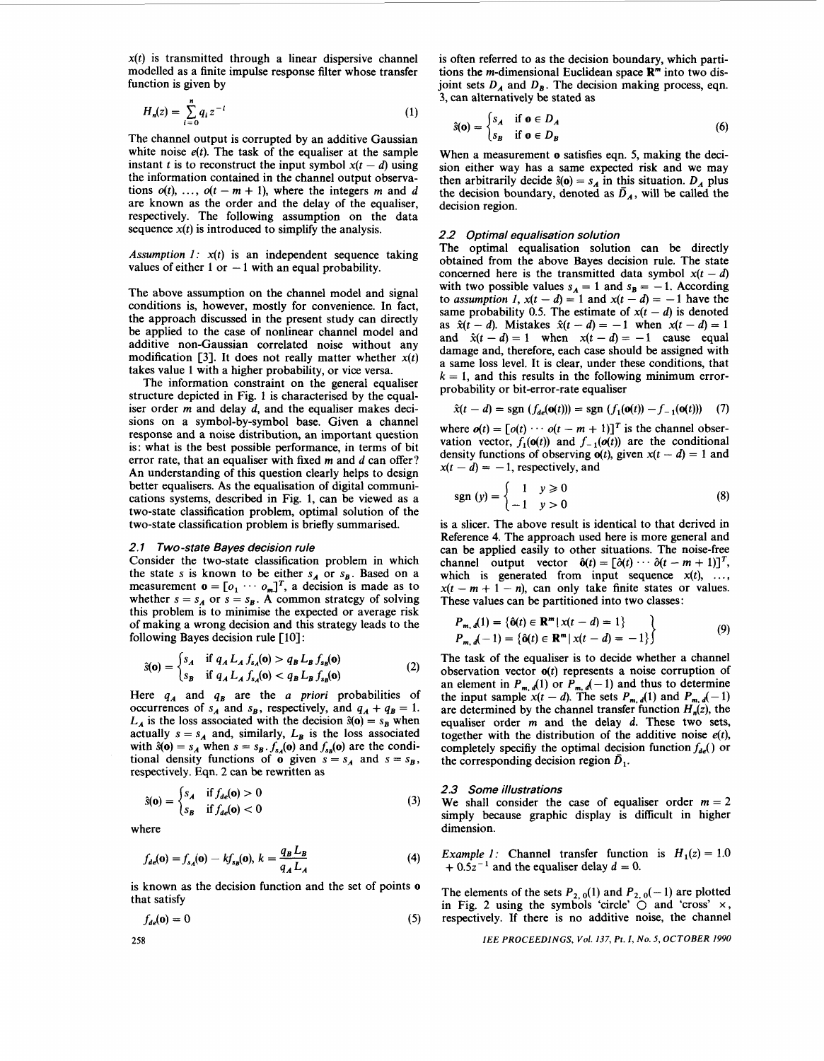$x(t)$ is transmitted through a linear dispersive channel modelled as a finite impulse response filter whose transfer function is given by

$$H_n(z) = \sum_{i=0}^{n} q_i z^{-i} \tag{1}$$

The channel output is corrupted by an additive Gaussian white noise $e(t)$. The task of the equaliser at the sample instant $t$ is to reconstruct the input symbol $x(t-d)$ using the information contained in the channel output observations $o(t), \ldots, o(t-m+1)$, where the integers $m$ and $d$ are known as the order and the delay of the equaliser, respectively. The following assumption on the data sequence $x(t)$ is introduced to simplify the analysis.

*Assumption 1:* $x(t)$ is an independent sequence taking values of either 1 or $-1$ with an equal probability.

The above assumption on the channel model and signal conditions is, however, mostly for convenience. In fact, the approach discussed in the present study can directly be applied to the case of nonlinear channel model and additive non-Gaussian correlated noise without any modification [3]. It does not really matter whether $x(t)$ takes value 1 with a higher probability, or vice versa.

The information constraint on the general equaliser structure depicted in Fig. 1 is characterised by the equaliser order $m$ and delay $d$, and the equaliser makes decisions on a symbol-by-symbol base. Given a channel response and a noise distribution, an important question is: what is the best possible performance, in terms of bit error rate, that an equaliser with fixed $m$ and $d$ can offer? An understanding of this question clearly helps to design better equalisers. As the equalisation of digital communications systems, described in Fig. 1, can be viewed as a two-state classification problem, optimal solution of the two-state classification problem is briefly summarised.

### 2.1 Two-state Bayes decision rule

Consider the two-state classification problem in which the state $s$ is known to be either $s_A$ or $s_B$. Based on a measurement $\mathbf{o} = [o_1 \cdots o_m]^T$, a decision is made as to whether $s = s_A$ or $s = s_B$. A common strategy of solving this problem is to minimise the expected or average risk of making a wrong decision and this strategy leads to the following Bayes decision rule [10]:

$$\hat{s}(\mathbf{o}) = \begin{cases} s_A & \text{if } q_A L_A f_{s_A}(\mathbf{o}) > q_B L_B f_{s_B}(\mathbf{o}) \\ s_B & \text{if } q_A L_A f_{s_A}(\mathbf{o}) < q_B L_B f_{s_B}(\mathbf{o}) \end{cases} \tag{2}$$

Here $q_A$ and $q_B$ are the *a priori* probabilities of occurrences of $s_A$ and $s_B$, respectively, and $q_A + q_B = 1$. $L_A$ is the loss associated with the decision $\hat{s}(\mathbf{o}) = s_B$ when actually $s = s_A$ and, similarly, $L_B$ is the loss associated with $\hat{s}(\mathbf{o}) = s_A$ when $s = s_B$. $f_{s_A}(\mathbf{o})$ and $f_{s_B}(\mathbf{o})$ are the conditional density functions of $\mathbf{o}$ given $s = s_A$ and $s = s_B$, respectively. Eqn. 2 can be rewritten as

$$\hat{s}(\mathbf{o}) = \begin{cases} s_A & \text{if } f_{de}(\mathbf{o}) > 0 \\ s_B & \text{if } f_{de}(\mathbf{o}) < 0 \end{cases} \tag{3}$$

where

$$f_{de}(\mathbf{o}) = f_{s_A}(\mathbf{o}) - k f_{s_B}(\mathbf{o}), \; k = \frac{q_B L_B}{q_A L_A} \tag{4}$$

is known as the decision function and the set of points $\mathbf{o}$ that satisfy

$$f_{de}(\mathbf{o}) = 0 \tag{5}$$

is often referred to as the decision boundary, which partitions the $m$-dimensional Euclidean space $\mathbf{R}^m$ into two disjoint sets $D_A$ and $D_B$. The decision making process, eqn. 3, can alternatively be stated as

$$\hat{s}(\mathbf{o}) = \begin{cases} s_A & \text{if } \mathbf{o} \in D_A \\ s_B & \text{if } \mathbf{o} \in D_B \end{cases} \tag{6}$$

When a measurement $\mathbf{o}$ satisfies eqn. 5, making the decision either way has a same expected risk and we may then arbitrarily decide $\hat{s}(\mathbf{o}) = s_A$ in this situation. $D_A$ plus the decision boundary, denoted as $\bar{D}_A$, will be called the decision region.

### 2.2 Optimal equalisation solution

The optimal equalisation solution can be directly obtained from the above Bayes decision rule. The state concerned here is the transmitted data symbol $x(t-d)$ with two possible values $s_A = 1$ and $s_B = -1$. According to *assumption 1*, $x(t-d) = 1$ and $x(t-d) = -1$ have the same probability 0.5. The estimate of $x(t-d)$ is denoted as $\hat{x}(t-d)$. Mistakes $\hat{x}(t-d) = -1$ when $x(t-d) = 1$ and $\hat{x}(t-d) = 1$ when $x(t-d) = -1$ cause equal damage and, therefore, each case should be assigned with a same loss level. It is clear, under these conditions, that $k = 1$, and this results in the following minimum error-probability or bit-error-rate equaliser

$$\hat{x}(t-d) = \text{sgn}\,(f_{de}(\mathbf{o}(t))) = \text{sgn}\,(f_1(\mathbf{o}(t)) - f_{-1}(\mathbf{o}(t))) \tag{7}$$

where $\mathbf{o}(t) = [o(t) \cdots o(t-m+1)]^T$ is the channel observation vector, $f_1(\mathbf{o}(t))$ and $f_{-1}(\mathbf{o}(t))$ are the conditional density functions of observing $\mathbf{o}(t)$, given $x(t-d) = 1$ and $x(t-d) = -1$, respectively, and

$$\text{sgn}\,(y) = \begin{cases} 1 & y \geq 0 \\ -1 & y > 0 \end{cases} \tag{8}$$

is a slicer. The above result is identical to that derived in Reference 4. The approach used here is more general and can be applied easily to other situations. The noise-free channel output vector $\hat{\mathbf{o}}(t) = [\hat{o}(t) \cdots \hat{o}(t-m+1)]^T$, which is generated from input sequence $x(t), \ldots, x(t-m+1-n)$, can only take finite states or values. These values can be partitioned into two classes:

$$\left.\begin{aligned} P_{m,d}(1) &= \{\hat{\mathbf{o}}(t) \in \mathbf{R}^m \,|\, x(t-d) = 1\} \\ P_{m,d}(-1) &= \{\hat{\mathbf{o}}(t) \in \mathbf{R}^m \,|\, x(t-d) = -1\} \end{aligned}\right\} \tag{9}$$

The task of the equaliser is to decide whether a channel observation vector $\mathbf{o}(t)$ represents a noise corruption of an element in $P_{m,d}(1)$ or $P_{m,d}(-1)$ and thus to determine the input sample $x(t-d)$. The sets $P_{m,d}(1)$ and $P_{m,d}(-1)$ are determined by the channel transfer function $H_n(z)$, the equaliser order $m$ and the delay $d$. These two sets, together with the distribution of the additive noise $e(t)$, completely specifiy the optimal decision function $f_{de}()$ or the corresponding decision region $\bar{D}_1$.

### 2.3 Some illustrations

We shall consider the case of equaliser order $m = 2$ simply because graphic display is difficult in higher dimension.

*Example 1:* Channel transfer function is $H_1(z) = 1.0 + 0.5z^{-1}$ and the equaliser delay $d = 0$.

The elements of the sets $P_{2,0}(1)$ and $P_{2,0}(-1)$ are plotted in Fig. 2 using the symbols 'circle' ○ and 'cross' ×, respectively. If there is no additive noise, the channel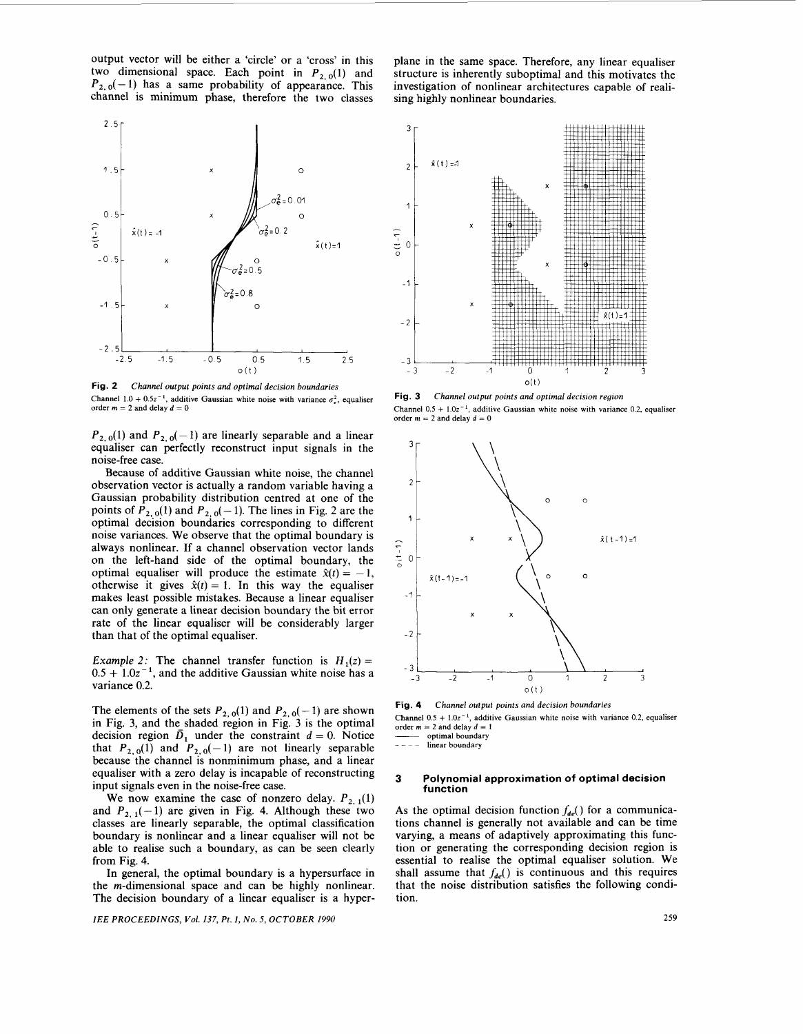output vector will be either a 'circle' or a 'cross' in this two dimensional space. Each point in $P_{2,0}(1)$ and $P_{2,0}(-1)$ has a same probability of appearance. This channel is minimum phase, therefore the two classes $P_{2,0}(1)$ and $P_{2,0}(-1)$ are linearly separable and a linear equaliser can perfectly reconstruct input signals in the noise-free case.

Because of additive Gaussian white noise, the channel observation vector is actually a random variable having a Gaussian probability distribution centred at one of the points of $P_{2,0}(1)$ and $P_{2,0}(-1)$. The lines in Fig. 2 are the optimal decision boundaries corresponding to different noise variances. We observe that the optimal boundary is always nonlinear. If a channel observation vector lands on the left-hand side of the optimal boundary, the optimal equaliser will produce the estimate $\hat{x}(t) = -1$, otherwise it gives $\hat{x}(t) = 1$. In this way the equaliser makes least possible mistakes. Because a linear equaliser can only generate a linear decision boundary the bit error rate of the linear equaliser will be considerably larger than that of the optimal equaliser.

**Fig. 2** *Channel output points and optimal decision boundaries*
Channel $1.0 + 0.5z^{-1}$, additive Gaussian white noise with variance $\sigma_e^2$, equaliser order $m = 2$ and delay $d = 0$

*Example 2:* The channel transfer function is $H_1(z) = 0.5 + 1.0z^{-1}$, and the additive Gaussian white noise has a variance 0.2.

The elements of the sets $P_{2,0}(1)$ and $P_{2,0}(-1)$ are shown in Fig. 3, and the shaded region in Fig. 3 is the optimal decision region $\bar{D}_1$ under the constraint $d = 0$. Notice that $P_{2,0}(1)$ and $P_{2,0}(-1)$ are not linearly separable because the channel is nonminimum phase, and a linear equaliser with a zero delay is incapable of reconstructing input signals even in the noise-free case.

We now examine the case of nonzero delay. $P_{2,1}(1)$ and $P_{2,1}(-1)$ are given in Fig. 4. Although these two classes are linearly separable, the optimal classification boundary is nonlinear and a linear equaliser will not be able to realise such a boundary, as can be seen clearly from Fig. 4.

In general, the optimal boundary is a hypersurface in the $m$-dimensional space and can be highly nonlinear. The decision boundary of a linear equaliser is a hyperplane in the same space. Therefore, any linear equaliser structure is inherently suboptimal and this motivates the investigation of nonlinear architectures capable of realising highly nonlinear boundaries.

**Fig. 3** *Channel output points and optimal decision region*
Channel $0.5 + 1.0z^{-1}$, additive Gaussian white noise with variance 0.2, equaliser order $m = 2$ and delay $d = 0$

**Fig. 4** *Channel output points and decision boundaries*
Channel $0.5 + 1.0z^{-1}$, additive Gaussian white noise with variance 0.2, equaliser order $m = 2$ and delay $d = 1$
——— optimal boundary
– – – – linear boundary

## 3 Polynomial approximation of optimal decision function

As the optimal decision function $f_{de}()$ for a communications channel is generally not available and can be time varying, a means of adaptively approximating this function or generating the corresponding decision region is essential to realise the optimal equaliser solution. We shall assume that $f_{de}()$ is continuous and this requires that the noise distribution satisfies the following condition.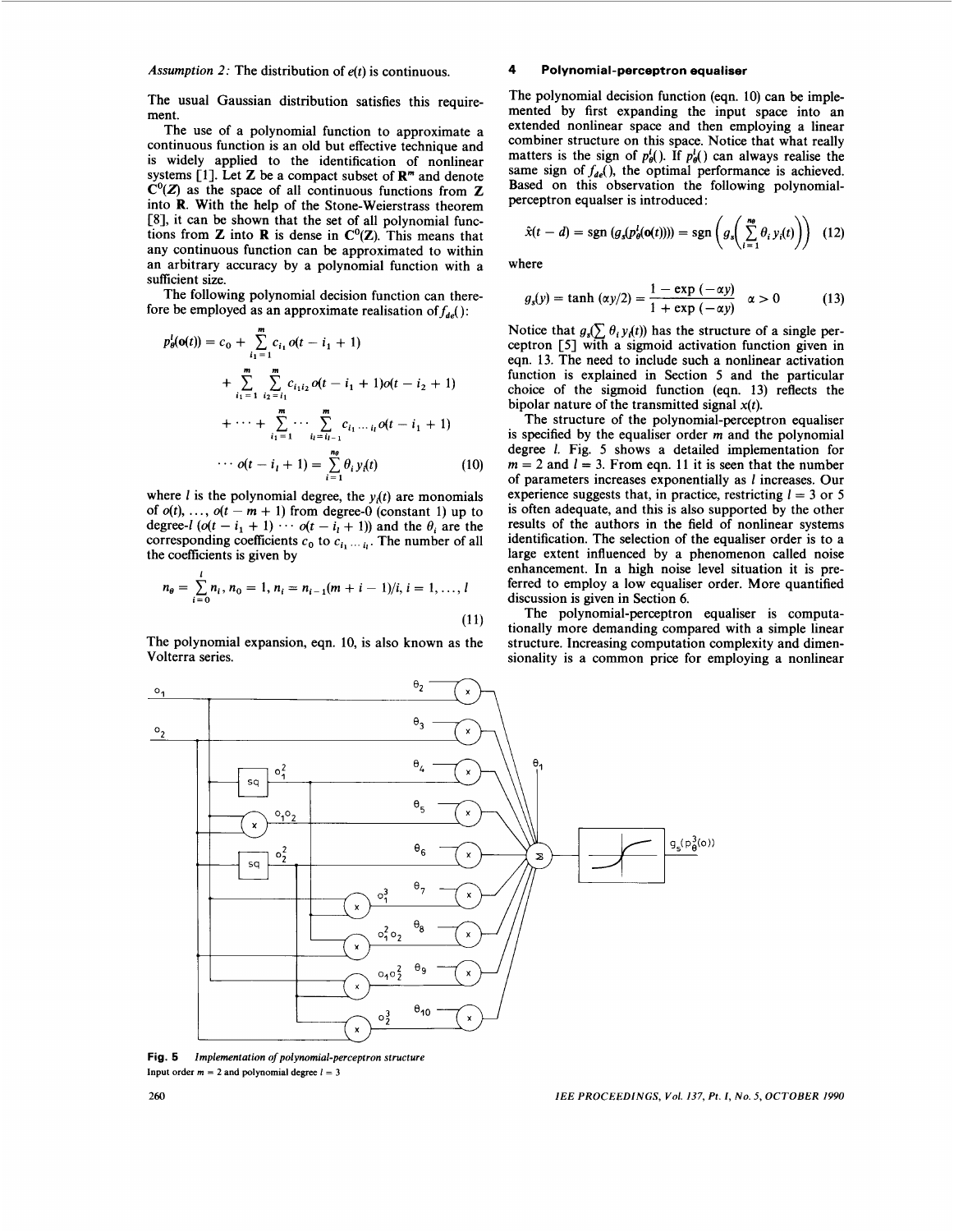*Assumption 2:* The distribution of $e(t)$ is continuous.

The usual Gaussian distribution satisfies this requirement.

The use of a polynomial function to approximate a continuous function is an old but effective technique and is widely applied to the identification of nonlinear systems [1]. Let $\mathbf{Z}$ be a compact subset of $\mathbf{R}^m$ and denote $\mathbf{C}^0(\mathbf{Z})$ as the space of all continuous functions from $\mathbf{Z}$ into $\mathbf{R}$. With the help of the Stone-Weierstrass theorem [8], it can be shown that the set of all polynomial functions from $\mathbf{Z}$ into $\mathbf{R}$ is dense in $\mathbf{C}^0(\mathbf{Z})$. This means that any continuous function can be approximated to within an arbitrary accuracy by a polynomial function with a sufficient size.

The following polynomial decision function can therefore be employed as an approximate realisation of $f_{de}()$:

$$
\begin{aligned}
p_\theta^l(\mathbf{o}(t)) = {} & c_0 + \sum_{i_1=1}^{m} c_{i_1} o(t - i_1 + 1) \\
& + \sum_{i_1=1}^{m} \sum_{i_2=i_1}^{m} c_{i_1 i_2} o(t - i_1 + 1) o(t - i_2 + 1) \\
& + \cdots + \sum_{i_1=1}^{m} \cdots \sum_{i_l=i_{l-1}}^{m} c_{i_1 \cdots i_l} o(t - i_1 + 1) \\
& \cdots o(t - i_l + 1) = \sum_{i=1}^{n_\theta} \theta_i y_i(t)
\end{aligned}
\tag{10}
$$

where $l$ is the polynomial degree, the $y_i(t)$ are monomials of $o(t), \ldots, o(t - m + 1)$ from degree-0 (constant 1) up to degree-$l$ $(o(t - i_1 + 1) \cdots o(t - i_l + 1))$ and the $\theta_i$ are the corresponding coefficients $c_0$ to $c_{i_1 \cdots i_l}$. The number of all the coefficients is given by

$$
n_\theta = \sum_{i=0}^{l} n_i, \; n_0 = 1, \; n_i = n_{i-1}(m + i - 1)/i, \; i = 1, \ldots, l
\tag{11}
$$

The polynomial expansion, eqn. 10, is also known as the Volterra series.

## 4 Polynomial-perceptron equaliser

The polynomial decision function (eqn. 10) can be implemented by first expanding the input space into an extended nonlinear space and then employing a linear combiner structure on this space. Notice that what really matters is the sign of $p_\theta^l()$. If $p_\theta^l()$ can always realise the same sign of $f_{de}()$, the optimal performance is achieved. Based on this observation the following polynomial-perceptron equaliser is introduced:

$$
\hat{x}(t - d) = \operatorname{sgn}(g_s(p_\theta^l(\mathbf{o}(t)))) = \operatorname{sgn}\left(g_s\left(\sum_{i=1}^{n_\theta} \theta_i y_i(t)\right)\right)
\tag{12}
$$

where

$$
g_s(y) = \tanh(\alpha y/2) = \frac{1 - \exp(-\alpha y)}{1 + \exp(-\alpha y)} \quad \alpha > 0
\tag{13}
$$

Notice that $g_s(\sum \theta_i y_i(t))$ has the structure of a single perceptron [5] with a sigmoid activation function given in eqn. 13. The need to include such a nonlinear activation function is explained in Section 5 and the particular choice of the sigmoid function (eqn. 13) reflects the bipolar nature of the transmitted signal $x(t)$.

The structure of the polynomial-perceptron equaliser is specified by the equaliser order $m$ and the polynomial degree $l$. Fig. 5 shows a detailed implementation for $m = 2$ and $l = 3$. From eqn. 11 it is seen that the number of parameters increases exponentially as $l$ increases. Our experience suggests that, in practice, restricting $l = 3$ or 5 is often adequate, and this is also supported by the other results of the authors in the field of nonlinear systems identification. The selection of the equaliser order is to a large extent influenced by a phenomenon called noise enhancement. In a high noise level situation it is preferred to employ a low equaliser order. More quantified discussion is given in Section 6.

The polynomial-perceptron equaliser is computationally more demanding compared with a simple linear structure. Increasing computation complexity and dimensionality is a common price for employing a nonlinear

**Fig. 5** *Implementation of polynomial-perceptron structure*
Input order $m = 2$ and polynomial degree $l = 3$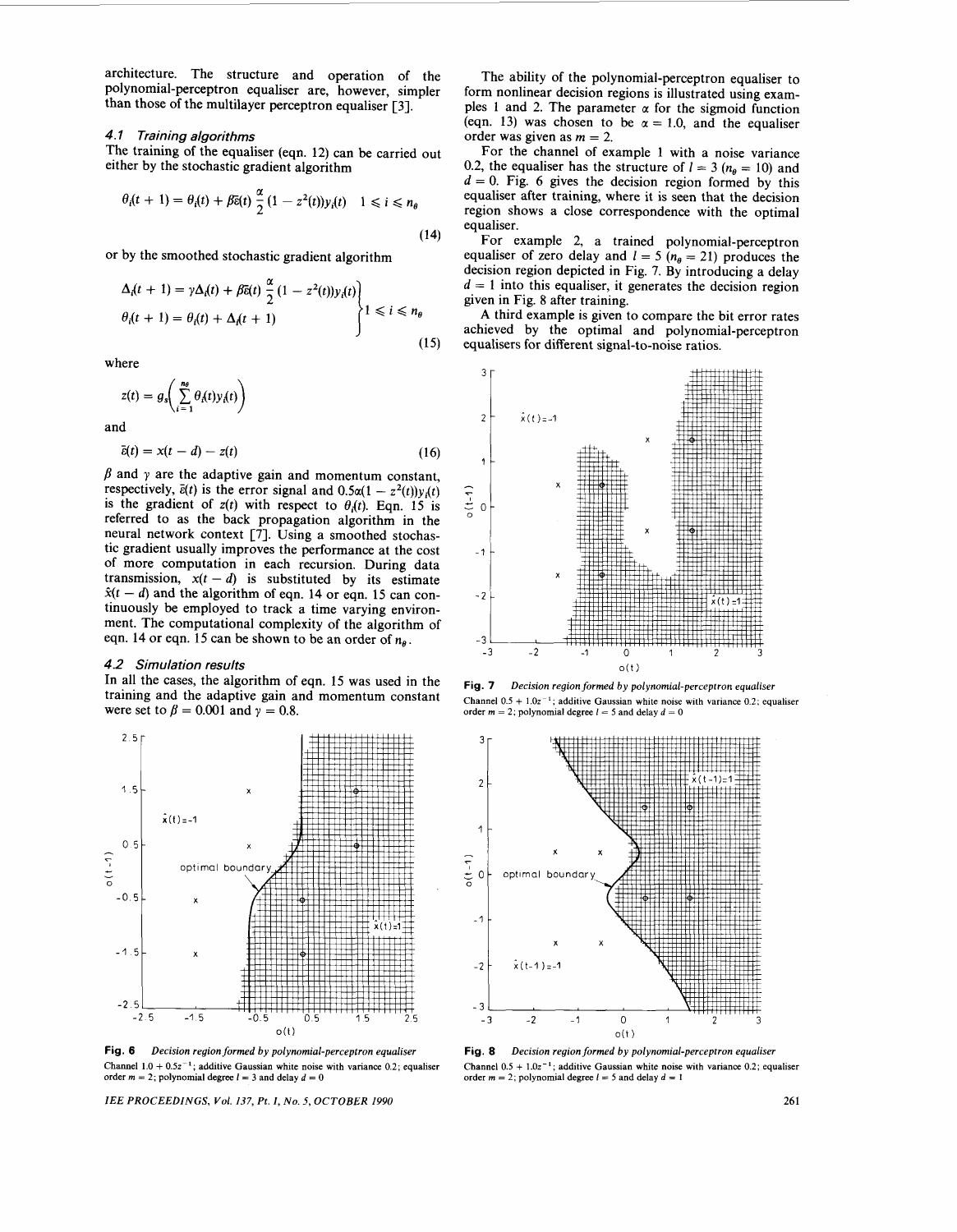architecture. The structure and operation of the polynomial-perceptron equaliser are, however, simpler than those of the multilayer perceptron equaliser [3].

### 4.1 Training algorithms

The training of the equaliser (eqn. 12) can be carried out either by the stochastic gradient algorithm

$$\theta_i(t+1) = \theta_i(t) + \beta\bar{\varepsilon}(t)\frac{\alpha}{2}(1 - z^2(t))y_i(t) \quad 1 \leqslant i \leqslant n_\theta \tag{14}$$

or by the smoothed stochastic gradient algorithm

$$\left.\begin{aligned} \Delta_i(t+1) &= \gamma\Delta_i(t) + \beta\bar{\varepsilon}(t)\frac{\alpha}{2}(1 - z^2(t))y_i(t) \\ \theta_i(t+1) &= \theta_i(t) + \Delta_i(t+1) \end{aligned}\right\} 1 \leqslant i \leqslant n_\theta \tag{15}$$

where

$$z(t) = g_s\left(\sum_{i=1}^{n_\theta}\theta_i(t)y_i(t)\right)$$

and

$$\bar{\varepsilon}(t) = x(t-d) - z(t) \tag{16}$$

$\beta$ and $\gamma$ are the adaptive gain and momentum constant, respectively, $\bar{\varepsilon}(t)$ is the error signal and $0.5\alpha(1 - z^2(t))y_i(t)$ is the gradient of $z(t)$ with respect to $\theta_i(t)$. Eqn. 15 is referred to as the back propagation algorithm in the neural network context [7]. Using a smoothed stochastic gradient usually improves the performance at the cost of more computation in each recursion. During data transmission, $x(t-d)$ is substituted by its estimate $\hat{x}(t-d)$ and the algorithm of eqn. 14 or eqn. 15 can continuously be employed to track a time varying environment. The computational complexity of the algorithm of eqn. 14 or eqn. 15 can be shown to be an order of $n_\theta$.

### 4.2 Simulation results

In all the cases, the algorithm of eqn. 15 was used in the training and the adaptive gain and momentum constant were set to $\beta = 0.001$ and $\gamma = 0.8$.

The ability of the polynomial-perceptron equaliser to form nonlinear decision regions is illustrated using examples 1 and 2. The parameter $\alpha$ for the sigmoid function (eqn. 13) was chosen to be $\alpha = 1.0$, and the equaliser order was given as $m = 2$.

For the channel of example 1 with a noise variance 0.2, the equaliser has the structure of $l = 3$ ($n_\theta = 10$) and $d = 0$. Fig. 6 gives the decision region formed by this equaliser after training, where it is seen that the decision region shows a close correspondence with the optimal equaliser.

For example 2, a trained polynomial-perceptron equaliser of zero delay and $l = 5$ ($n_\theta = 21$) produces the decision region depicted in Fig. 7. By introducing a delay $d = 1$ into this equaliser, it generates the decision region given in Fig. 8 after training.

A third example is given to compare the bit error rates achieved by the optimal and polynomial-perceptron equalisers for different signal-to-noise ratios.

**Fig. 6** *Decision region formed by polynomial-perceptron equaliser*
Channel $1.0 + 0.5z^{-1}$; additive Gaussian white noise with variance 0.2; equaliser order $m = 2$; polynomial degree $l = 3$ and delay $d = 0$

**Fig. 7** *Decision region formed by polynomial-perceptron equaliser*
Channel $0.5 + 1.0z^{-1}$; additive Gaussian white noise with variance 0.2; equaliser order $m = 2$; polynomial degree $l = 5$ and delay $d = 0$

**Fig. 8** *Decision region formed by polynomial-perceptron equaliser*
Channel $0.5 + 1.0z^{-1}$; additive Gaussian white noise with variance 0.2; equaliser order $m = 2$; polynomial degree $l = 5$ and delay $d = 1$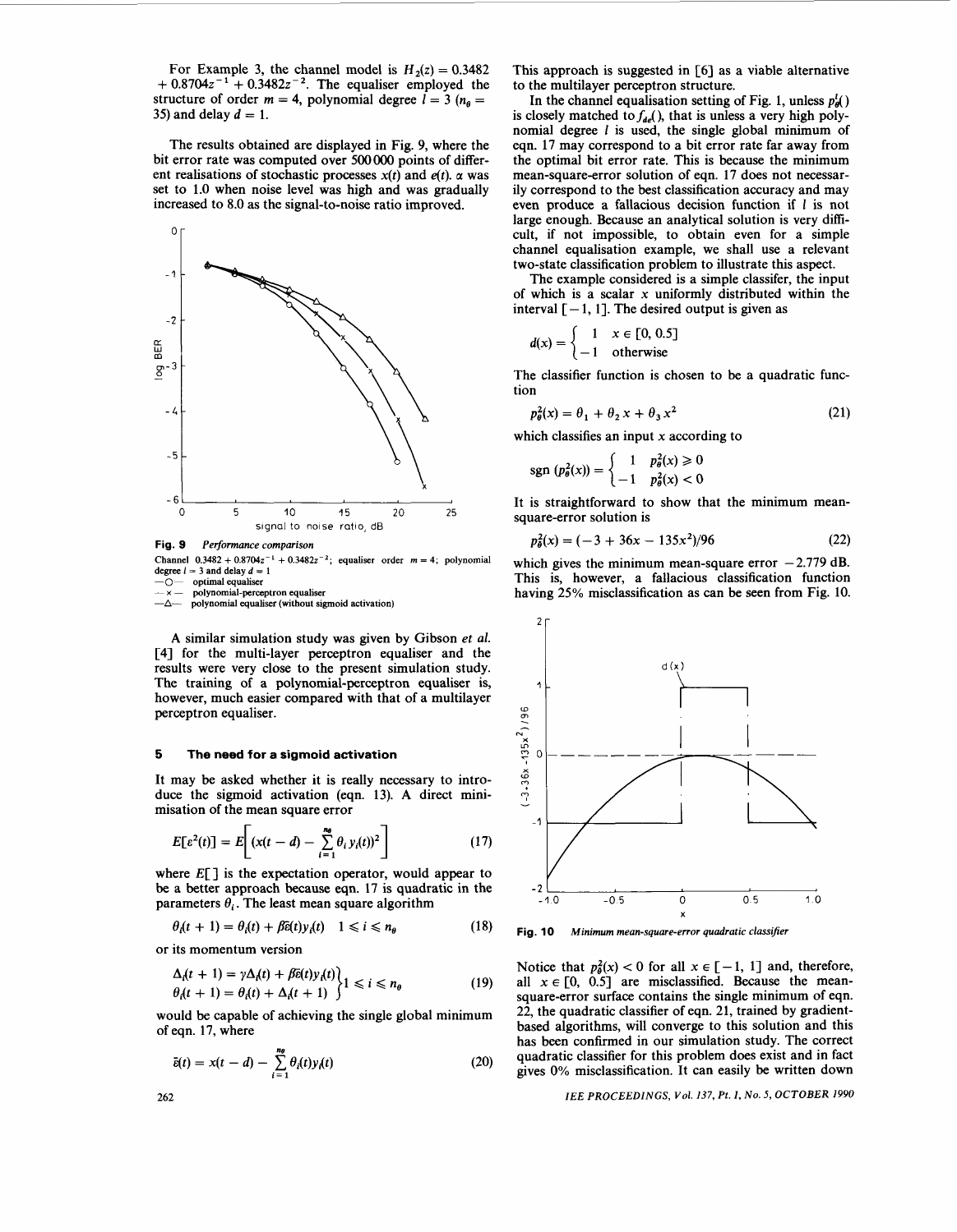For Example 3, the channel model is $H_2(z) = 0.3482 + 0.8704z^{-1} + 0.3482z^{-2}$. The equaliser employed the structure of order $m = 4$, polynomial degree $l = 3$ ($n_\theta = 35$) and delay $d = 1$.

The results obtained are displayed in Fig. 9, where the bit error rate was computed over 500 000 points of different realisations of stochastic processes $x(t)$ and $e(t)$. $\alpha$ was set to 1.0 when noise level was high and was gradually increased to 8.0 as the signal-to-noise ratio improved.

**Fig. 9** *Performance comparison*

Channel $0.3482 + 0.8704z^{-1} + 0.3482z^{-2}$; equaliser order $m = 4$; polynomial degree $l = 3$ and delay $d = 1$
—○— optimal equaliser
—×— polynomial-perceptron equaliser
—△— polynomial equaliser (without sigmoid activation)

A similar simulation study was given by Gibson *et al.* [4] for the multi-layer perceptron equaliser and the results were very close to the present simulation study. The training of a polynomial-perceptron equaliser is, however, much easier compared with that of a multilayer perceptron equaliser.

## 5 The need for a sigmoid activation

It may be asked whether it is really necessary to introduce the sigmoid activation (eqn. 13). A direct minimisation of the mean square error

$$E[\varepsilon^2(t)] = E\left[(x(t-d) - \sum_{i=1}^{n_\theta} \theta_i y_i(t))^2\right] \tag{17}$$

where $E[\,]$ is the expectation operator, would appear to be a better approach because eqn. 17 is quadratic in the parameters $\theta_i$. The least mean square algorithm

$$\theta_i(t+1) = \theta_i(t) + \beta\bar{\varepsilon}(t)y_i(t) \quad 1 \leqslant i \leqslant n_\theta \tag{18}$$

or its momentum version

$$\left.\begin{aligned}\Delta_i(t+1) &= \gamma\Delta_i(t) + \beta\bar{\varepsilon}(t)y_i(t)\\ \theta_i(t+1) &= \theta_i(t) + \Delta_i(t+1)\end{aligned}\right\} 1 \leqslant i \leqslant n_\theta \tag{19}$$

would be capable of achieving the single global minimum of eqn. 17, where

$$\bar{\varepsilon}(t) = x(t-d) - \sum_{i=1}^{n_\theta} \theta_i(t)y_i(t) \tag{20}$$

This approach is suggested in [6] as a viable alternative to the multilayer perceptron structure.

In the channel equalisation setting of Fig. 1, unless $p_\theta^l()$ is closely matched to $f_{de}()$, that is unless a very high polynomial degree $l$ is used, the single global minimum of eqn. 17 may correspond to a bit error rate far away from the optimal bit error rate. This is because the minimum mean-square-error solution of eqn. 17 does not necessarily correspond to the best classification accuracy and may even produce a fallacious decision function if $l$ is not large enough. Because an analytical solution is very difficult, if not impossible, to obtain even for a simple channel equalisation example, we shall use a relevant two-state classification problem to illustrate this aspect.

The example considered is a simple classifer, the input of which is a scalar $x$ uniformly distributed within the interval $[-1, 1]$. The desired output is given as

$$d(x) = \begin{cases} 1 & x \in [0, 0.5] \\ -1 & \text{otherwise} \end{cases}$$

The classifier function is chosen to be a quadratic function

$$p_\theta^2(x) = \theta_1 + \theta_2 x + \theta_3 x^2 \tag{21}$$

which classifies an input $x$ according to

$$\operatorname{sgn}(p_\theta^2(x)) = \begin{cases} 1 & p_\theta^2(x) \geqslant 0 \\ -1 & p_\theta^2(x) < 0 \end{cases}$$

It is straightforward to show that the minimum mean-square-error solution is

$$p_\theta^2(x) = (-3 + 36x - 135x^2)/96 \tag{22}$$

which gives the minimum mean-square error $-2.779$ dB. This is, however, a fallacious classification function having 25% misclassification as can be seen from Fig. 10.

**Fig. 10** *Minimum mean-square-error quadratic classifier*

Notice that $p_\theta^2(x) < 0$ for all $x \in [-1, 1]$ and, therefore, all $x \in [0, 0.5]$ are misclassified. Because the mean-square-error surface contains the single minimum of eqn. 22, the quadratic classifier of eqn. 21, trained by gradient-based algorithms, will converge to this solution and this has been confirmed in our simulation study. The correct quadratic classifier for this problem does exist and in fact gives 0% misclassification. It can easily be written down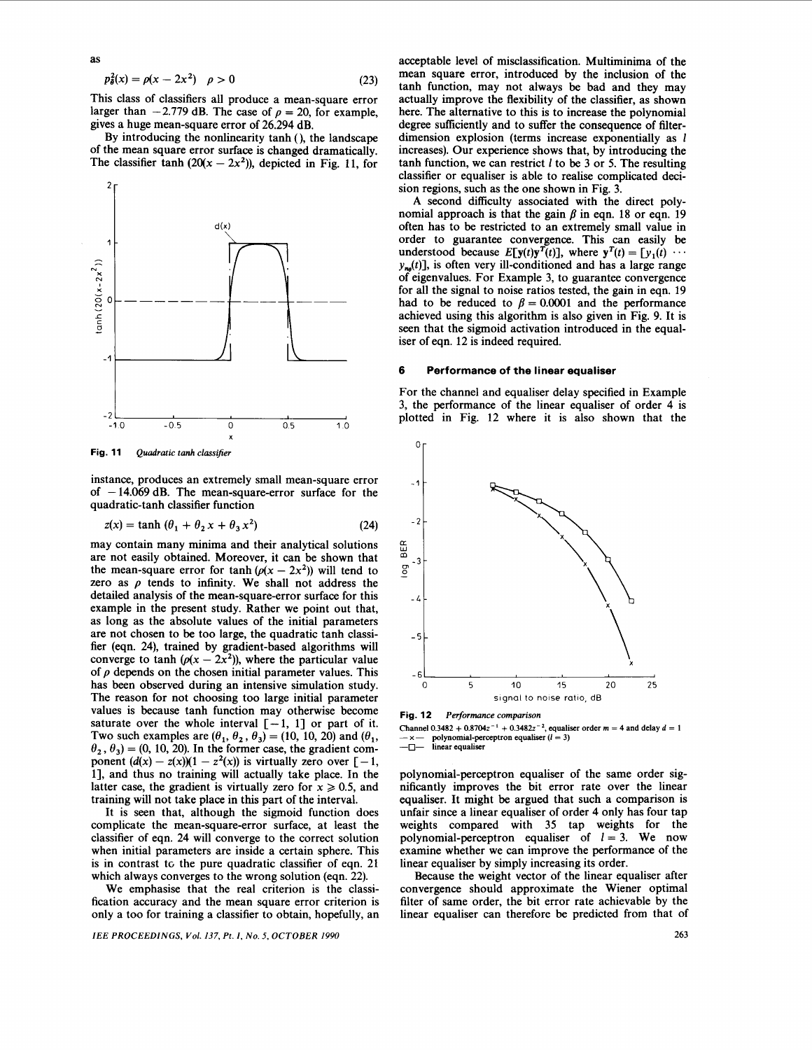as

$$p_\theta^2(x) = \rho(x - 2x^2) \quad \rho > 0 \tag{23}$$

This class of classifiers all produce a mean-square error larger than −2.779 dB. The case of $\rho = 20$, for example, gives a huge mean-square error of 26.294 dB.

By introducing the nonlinearity tanh (), the landscape of the mean square error surface is changed dramatically. The classifier $\tanh(20(x - 2x^2))$, depicted in Fig. 11, for instance, produces an extremely small mean-square error of −14.069 dB. The mean-square-error surface for the quadratic-tanh classifier function

Fig. 11 *Quadratic tanh classifier*

$$z(x) = \tanh(\theta_1 + \theta_2 x + \theta_3 x^2) \tag{24}$$

may contain many minima and their analytical solutions are not easily obtained. Moreover, it can be shown that the mean-square error for $\tanh(\rho(x - 2x^2))$ will tend to zero as $\rho$ tends to infinity. We shall not address the detailed analysis of the mean-square-error surface for this example in the present study. Rather we point out that, as long as the absolute values of the initial parameters are not chosen to be too large, the quadratic tanh classifier (eqn. 24), trained by gradient-based algorithms will converge to $\tanh(\rho(x - 2x^2))$, where the particular value of $\rho$ depends on the chosen initial parameter values. This has been observed during an intensive simulation study. The reason for not choosing too large initial parameter values is because tanh function may otherwise become saturate over the whole interval $[-1, 1]$ or part of it. Two such examples are $(\theta_1, \theta_2, \theta_3) = (10, 10, 20)$ and $(\theta_1, \theta_2, \theta_3) = (0, 10, 20)$. In the former case, the gradient component $(d(x) - z(x))(1 - z^2(x))$ is virtually zero over $[-1, 1]$, and thus no training will actually take place. In the latter case, the gradient is virtually zero for $x \geq 0.5$, and training will not take place in this part of the interval.

It is seen that, although the sigmoid function does complicate the mean-square-error surface, at least the classifier of eqn. 24 will converge to the correct solution when initial parameters are inside a certain sphere. This is in contrast to the pure quadratic classifier of eqn. 21 which always converges to the wrong solution (eqn. 22).

We emphasise that the real criterion is the classification accuracy and the mean square error criterion is only a too for training a classifier to obtain, hopefully, an acceptable level of misclassification. Multiminima of the mean square error, introduced by the inclusion of the tanh function, may not always be bad and they may actually improve the flexibility of the classifier, as shown here. The alternative to this is to increase the polynomial degree sufficiently and to suffer the consequence of filter-dimension explosion (terms increase exponentially as $l$ increases). Our experience shows that, by introducing the tanh function, we can restrict $l$ to be 3 or 5. The resulting classifier or equaliser is able to realise complicated decision regions, such as the one shown in Fig. 3.

A second difficulty associated with the direct polynomial approach is that the gain $\beta$ in eqn. 18 or eqn. 19 often has to be restricted to an extremely small value in order to guarantee convergence. This can easily be understood because $E[\mathbf{y}(t)\mathbf{y}^T(t)]$, where $\mathbf{y}^T(t) = [y_1(t) \cdots y_{n_\theta}(t)]$, is often very ill-conditioned and has a large range of eigenvalues. For Example 3, to guarantee convergence for all the signal to noise ratios tested, the gain in eqn. 19 had to be reduced to $\beta = 0.0001$ and the performance achieved using this algorithm is also given in Fig. 9. It is seen that the sigmoid activation introduced in the equaliser of eqn. 12 is indeed required.

## 6 Performance of the linear equaliser

For the channel and equaliser delay specified in Example 3, the performance of the linear equaliser of order 4 is plotted in Fig. 12 where it is also shown that the polynomial-perceptron equaliser of the same order significantly improves the bit error rate over the linear equaliser. It might be argued that such a comparison is unfair since a linear equaliser of order 4 only has four tap weights compared with 35 tap weights for the polynomial-perceptron equaliser of $l = 3$. We now examine whether we can improve the performance of the linear equaliser by simply increasing its order.

Fig. 12 *Performance comparison*
Channel $0.3482 + 0.8704z^{-1} + 0.3482z^{-2}$, equaliser order $m = 4$ and delay $d = 1$
—×— polynomial-perceptron equaliser ($l = 3$)
—□— linear equaliser

Because the weight vector of the linear equaliser after convergence should approximate the Wiener optimal filter of same order, the bit error rate achievable by the linear equaliser can therefore be predicted from that of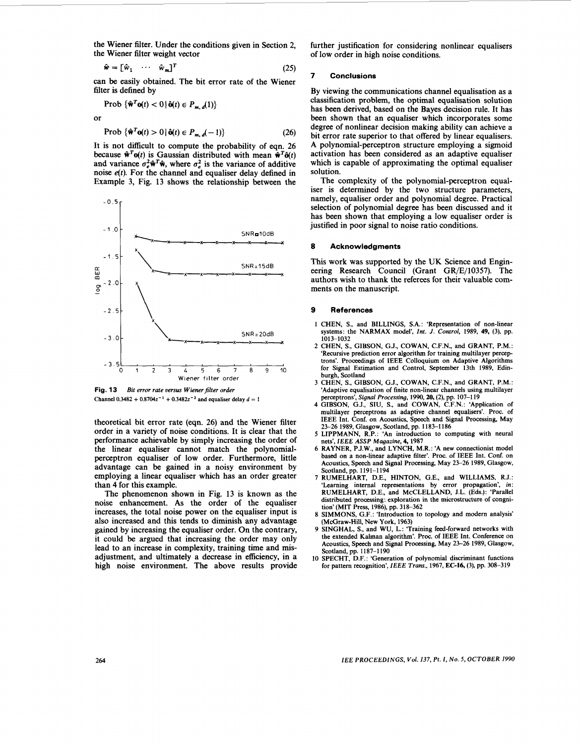the Wiener filter. Under the conditions given in Section 2, the Wiener filter weight vector

$$\hat{\mathbf{w}} = [\hat{w}_1 \quad \cdots \quad \hat{w}_m]^T \tag{25}$$

can be easily obtained. The bit error rate of the Wiener filter is defined by

$$\text{Prob}\ \{\hat{\mathbf{w}}^T \mathbf{o}(t) < 0 \mid \hat{\mathbf{o}}(t) \in P_{m,d}(1)\}$$

or

$$\text{Prob}\ \{\hat{\mathbf{w}}^T \mathbf{o}(t) > 0 \mid \hat{\mathbf{o}}(t) \in P_{m,d}(-1)\} \tag{26}$$

It is not difficult to compute the probability of eqn. 26 because $\hat{\mathbf{w}}^T \mathbf{o}(t)$ is Gaussian distributed with mean $\hat{\mathbf{w}}^T \hat{\mathbf{o}}(t)$ and variance $\sigma_e^2 \hat{\mathbf{w}}^T \hat{\mathbf{w}}$, where $\sigma_e^2$ is the variance of additive noise $e(t)$. For the channel and equaliser delay defined in Example 3, Fig. 13 shows the relationship between the theoretical bit error rate (eqn. 26) and the Wiener filter order in a variety of noise conditions. It is clear that the performance achievable by simply increasing the order of the linear equaliser cannot match the polynomial-perceptron equaliser of low order. Furthermore, little advantage can be gained in a noisy environment by employing a linear equaliser which has an order greater than 4 for this example.

-0.5
-1.0
-1.5
-2.0
-2.5
-3.0
-3.5
log BER
SNR=10dB
SNR=15dB
SNR=20dB
0 1 2 3 4 5 6 7 8 9 10
Wiener filter order

**Fig. 13** *Bit error rate versus Wiener filter order*
Channel $0.3482 + 0.8704z^{-1} + 0.3482z^{-2}$ and equaliser delay $d = 1$

The phenomenon shown in Fig. 13 is known as the noise enhancement. As the order of the equaliser increases, the total noise power on the equaliser input is also increased and this tends to diminish any advantage gained by increasing the equaliser order. On the contrary, it could be argued that increasing the order may only lead to an increase in complexity, training time and misadjustment, and ultimately a decrease in efficiency, in a high noise environment. The above results provide further justification for considering nonlinear equalisers of low order in high noise conditions.

## 7 Conclusions

By viewing the communications channel equalisation as a classification problem, the optimal equalisation solution has been derived, based on the Bayes decision rule. It has been shown that an equaliser which incorporates some degree of nonlinear decision making ability can achieve a bit error rate superior to that offered by linear equalisers. A polynomial-perceptron structure employing a sigmoid activation has been considered as an adaptive equaliser which is capable of approximating the optimal equaliser solution.

The complexity of the polynomial-perceptron equaliser is determined by the two structure parameters, namely, equaliser order and polynomial degree. Practical selection of polynomial degree has been discussed and it has been shown that employing a low equaliser order is justified in poor signal to noise ratio conditions.

## 8 Acknowledgments

This work was supported by the UK Science and Engineering Research Council (Grant GR/E/10357). The authors wish to thank the referees for their valuable comments on the manuscript.

## 9 References

1. CHEN, S., and BILLINGS, S.A.: 'Representation of non-linear systems: the NARMAX model', *Int. J. Control*, 1989, **49**, (3), pp. 1013–1032
2. CHEN, S., GIBSON, G.J., COWAN, C.F.N., and GRANT, P.M.: 'Recursive prediction error algorithm for training multilayer perceptrons'. Proceedings of IEEE Colloquium on Adaptive Algorithms for Signal Estimation and Control, September 13th 1989, Edinburgh, Scotland
3. CHEN, S., GIBSON, G.J., COWAN, C.F.N., and GRANT, P.M.: 'Adaptive equalisation of finite non-linear channels using multilayer perceptrons', *Signal Processing*, 1990, **20**, (2), pp. 107–119
4. GIBSON, G.J., SIU, S., and COWAN, C.F.N.: 'Application of multilayer perceptrons as adaptive channel equalisers'. Proc. of IEEE Int. Conf. on Acoustics, Speech and Signal Processing, May 23–26 1989, Glasgow, Scotland, pp. 1183–1186
5. LIPPMANN, R.P.: 'An introduction to computing with neural nets', *IEEE ASSP Magazine*, **4**, 1987
6. RAYNER, P.J.W., and LYNCH, M.R.: 'A new connectionist model based on a non-linear adaptive filter'. Proc. of IEEE Int. Conf. on Acoustics, Speech and Signal Processing, May 23–26 1989, Glasgow, Scotland, pp. 1191–1194
7. RUMELHART, D.E., HINTON, G.E., and WILLIAMS, R.J.: 'Learning internal representations by error propagation', *in*: RUMELHART, D.E., and McCLELLAND, J.L. (Eds.): 'Parallel distributed processing: exploration in the microstructure of congnition' (MIT Press, 1986), pp. 318–362
8. SIMMONS, G.F.: 'Introduction to topology and modern analysis' (McGraw-Hill, New York, 1963)
9. SINGHAL, S., and WU, L.: 'Training feed-forward networks with the extended Kalman algorithm'. Proc. of IEEE Int. Conference on Acoustics, Speech and Signal Processing, May 23–26 1989, Glasgow, Scotland, pp. 1187–1190
10. SPECHT, D.F.: 'Generation of polynomial discriminant functions for pattern recognition', *IEEE Trans.*, 1967, **EC-16**, (3), pp. 308–319